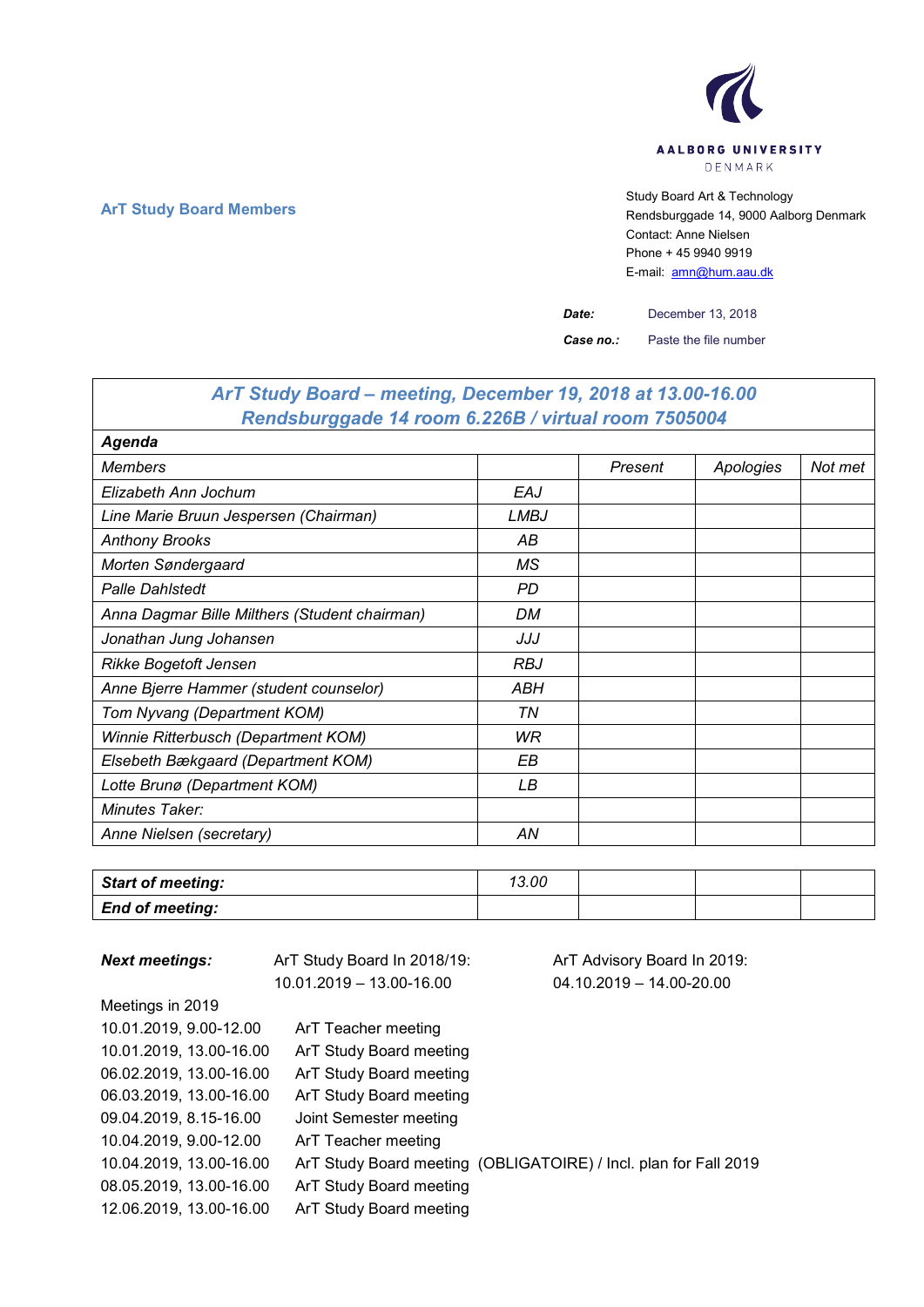AALBORG UNIVERSITY
DENMARK

**ArT Study Board Members**

Study Board Art & Technology
Rendsburggade 14, 9000 Aalborg Denmark
Contact: Anne Nielsen
Phone + 45 9940 9919
E-mail: amn@hum.aau.dk

***Date:*** December 13, 2018

***Case no.:*** Paste the file number

| ***ArT Study Board – meeting, December 19, 2018 at 13.00-16.00 Rendsburggade 14 room 6.226B / virtual room 7505004*** | | | | |
|---|---|---|---|---|
| ***Agenda*** | | | | |
| *Members* | | *Present* | *Apologies* | *Not met* |
| *Elizabeth Ann Jochum* | *EAJ* | | | |
| *Line Marie Bruun Jespersen (Chairman)* | *LMBJ* | | | |
| *Anthony Brooks* | *AB* | | | |
| *Morten Søndergaard* | *MS* | | | |
| *Palle Dahlstedt* | *PD* | | | |
| *Anna Dagmar Bille Milthers (Student chairman)* | *DM* | | | |
| *Jonathan Jung Johansen* | *JJJ* | | | |
| *Rikke Bogetoft Jensen* | *RBJ* | | | |
| *Anne Bjerre Hammer (student counselor)* | *ABH* | | | |
| *Tom Nyvang (Department KOM)* | *TN* | | | |
| *Winnie Ritterbusch (Department KOM)* | *WR* | | | |
| *Elsebeth Bækgaard (Department KOM)* | *EB* | | | |
| *Lotte Brunø (Department KOM)* | *LB* | | | |
| *Minutes Taker:* | | | | |
| *Anne Nielsen (secretary)* | *AN* | | | |

| ***Start of meeting:*** | *13.00* | | | |
|---|---|---|---|---|
| ***End of meeting:*** | | | | |

***Next meetings:*** ArT Study Board In 2018/19: 10.01.2019 – 13.00-16.00

ArT Advisory Board In 2019: 04.10.2019 – 14.00-20.00

Meetings in 2019

10.01.2019, 9.00-12.00 ArT Teacher meeting
10.01.2019, 13.00-16.00 ArT Study Board meeting
06.02.2019, 13.00-16.00 ArT Study Board meeting
06.03.2019, 13.00-16.00 ArT Study Board meeting
09.04.2019, 8.15-16.00 Joint Semester meeting
10.04.2019, 9.00-12.00 ArT Teacher meeting
10.04.2019, 13.00-16.00 ArT Study Board meeting (OBLIGATOIRE) / Incl. plan for Fall 2019
08.05.2019, 13.00-16.00 ArT Study Board meeting
12.06.2019, 13.00-16.00 ArT Study Board meeting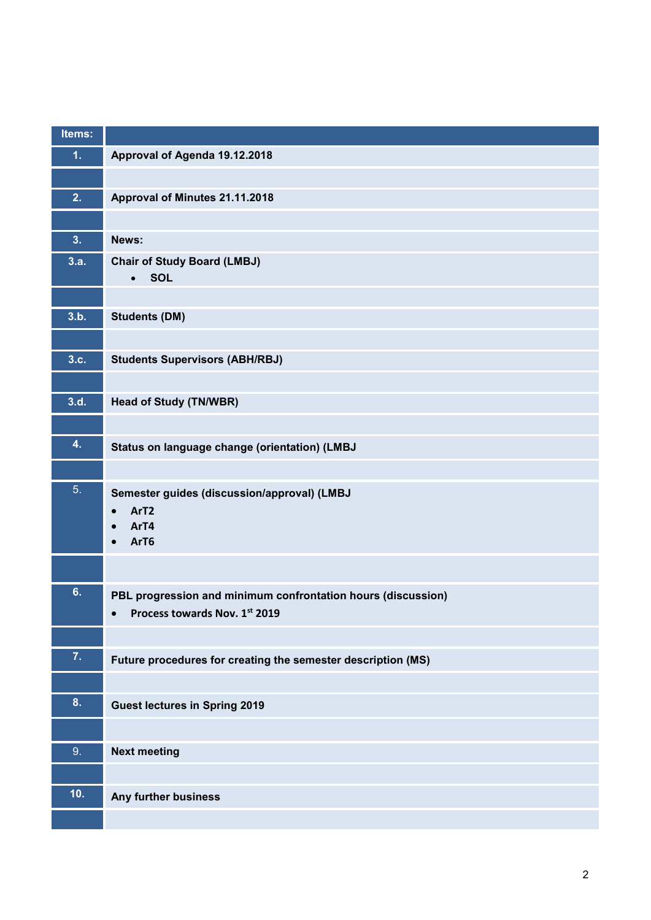| Items: | |
|---|---|
| **1.** | **Approval of Agenda 19.12.2018** |
| | |
| **2.** | **Approval of Minutes 21.11.2018** |
| | |
| **3.** | **News:** |
| **3.a.** | **Chair of Study Board (LMBJ)** <br> • **SOL** |
| | |
| **3.b.** | **Students (DM)** |
| | |
| **3.c.** | **Students Supervisors (ABH/RBJ)** |
| | |
| **3.d.** | **Head of Study (TN/WBR)** |
| | |
| **4.** | **Status on language change (orientation) (LMBJ** |
| | |
| 5. | **Semester guides (discussion/approval) (LMBJ** <br> • **ArT2** <br> • **ArT4** <br> • **ArT6** |
| | |
| **6.** | **PBL progression and minimum confrontation hours (discussion)** <br> • **Process towards Nov. 1st 2019** |
| | |
| **7.** | **Future procedures for creating the semester description (MS)** |
| | |
| **8.** | **Guest lectures in Spring 2019** |
| | |
| 9. | **Next meeting** |
| | |
| **10.** | **Any further business** |
| | |